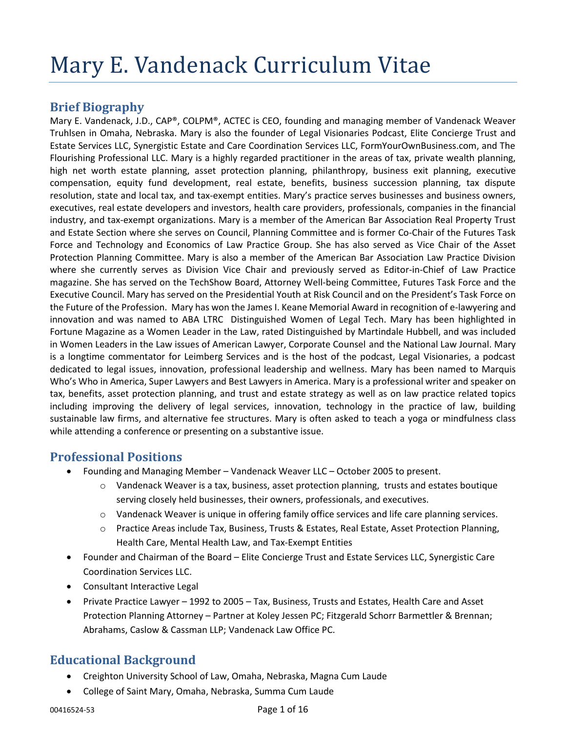# Mary E. Vandenack Curriculum Vitae

## Brief Biography

Mary E. Vandenack, J.D., CAP®, COLPM®, ACTEC is CEO, founding and managing member of Vandenack Weaver Truhlsen in Omaha, Nebraska. Mary is also the founder of Legal Visionaries Podcast, Elite Concierge Trust and Estate Services LLC, Synergistic Estate and Care Coordination Services LLC, FormYourOwnBusiness.com, and The Flourishing Professional LLC. Mary is a highly regarded practitioner in the areas of tax, private wealth planning, high net worth estate planning, asset protection planning, philanthropy, business exit planning, executive compensation, equity fund development, real estate, benefits, business succession planning, tax dispute resolution, state and local tax, and tax-exempt entities. Mary's practice serves businesses and business owners, executives, real estate developers and investors, health care providers, professionals, companies in the financial industry, and tax-exempt organizations. Mary is a member of the American Bar Association Real Property Trust and Estate Section where she serves on Council, Planning Committee and is former Co-Chair of the Futures Task Force and Technology and Economics of Law Practice Group. She has also served as Vice Chair of the Asset Protection Planning Committee. Mary is also a member of the American Bar Association Law Practice Division where she currently serves as Division Vice Chair and previously served as Editor-in-Chief of Law Practice magazine. She has served on the TechShow Board, Attorney Well-being Committee, Futures Task Force and the Executive Council. Mary has served on the Presidential Youth at Risk Council and on the President's Task Force on the Future of the Profession. Mary has won the James I. Keane Memorial Award in recognition of e-lawyering and innovation and was named to ABA LTRC Distinguished Women of Legal Tech. Mary has been highlighted in Fortune Magazine as a Women Leader in the Law, rated Distinguished by Martindale Hubbell, and was included in Women Leaders in the Law issues of American Lawyer, Corporate Counsel and the National Law Journal. Mary is a longtime commentator for Leimberg Services and is the host of the podcast, Legal Visionaries, a podcast dedicated to legal issues, innovation, professional leadership and wellness. Mary has been named to Marquis Who's Who in America, Super Lawyers and Best Lawyers in America. Mary is a professional writer and speaker on tax, benefits, asset protection planning, and trust and estate strategy as well as on law practice related topics including improving the delivery of legal services, innovation, technology in the practice of law, building sustainable law firms, and alternative fee structures. Mary is often asked to teach a yoga or mindfulness class while attending a conference or presenting on a substantive issue.

## Professional Positions

- Founding and Managing Member – Vandenack Weaver LLC – October 2005 to present.
  - Vandenack Weaver is a tax, business, asset protection planning, trusts and estates boutique serving closely held businesses, their owners, professionals, and executives.
  - Vandenack Weaver is unique in offering family office services and life care planning services.
  - Practice Areas include Tax, Business, Trusts & Estates, Real Estate, Asset Protection Planning, Health Care, Mental Health Law, and Tax-Exempt Entities
- Founder and Chairman of the Board – Elite Concierge Trust and Estate Services LLC, Synergistic Care Coordination Services LLC.
- Consultant Interactive Legal
- Private Practice Lawyer – 1992 to 2005 – Tax, Business, Trusts and Estates, Health Care and Asset Protection Planning Attorney – Partner at Koley Jessen PC; Fitzgerald Schorr Barmettler & Brennan; Abrahams, Caslow & Cassman LLP; Vandenack Law Office PC.

## Educational Background

- Creighton University School of Law, Omaha, Nebraska, Magna Cum Laude
- College of Saint Mary, Omaha, Nebraska, Summa Cum Laude

00416524-53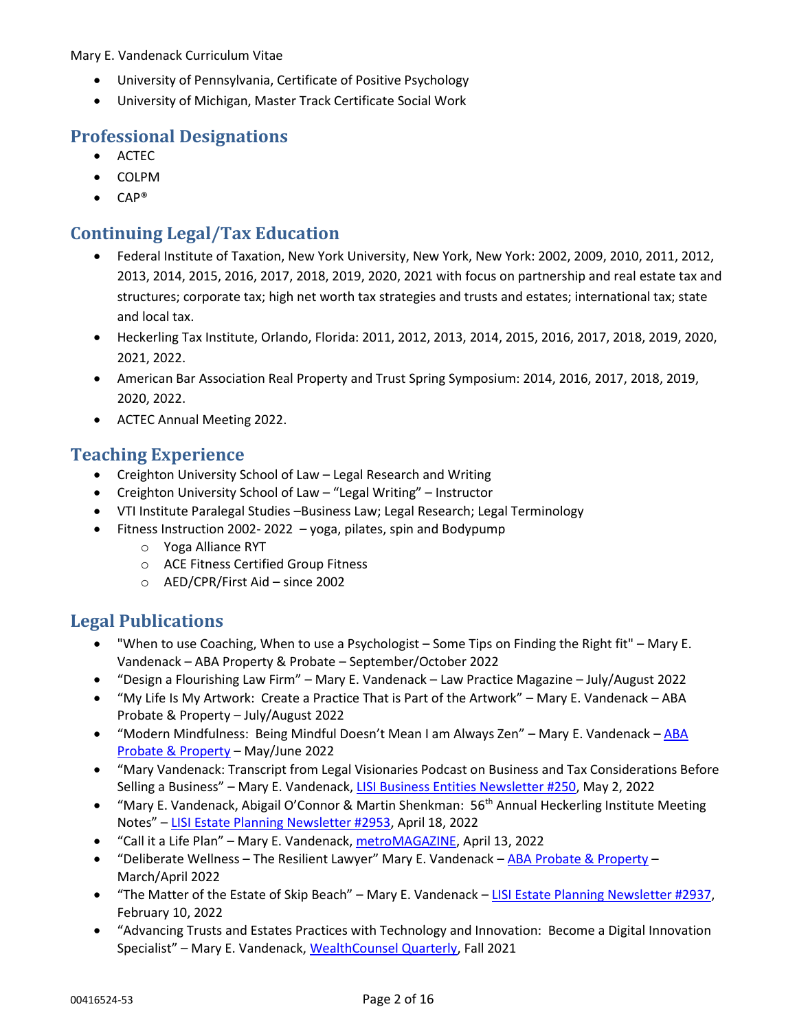- University of Pennsylvania, Certificate of Positive Psychology
- University of Michigan, Master Track Certificate Social Work

## Professional Designations

- ACTEC
- COLPM
- CAP®

## Continuing Legal/Tax Education

- Federal Institute of Taxation, New York University, New York, New York: 2002, 2009, 2010, 2011, 2012, 2013, 2014, 2015, 2016, 2017, 2018, 2019, 2020, 2021 with focus on partnership and real estate tax and structures; corporate tax; high net worth tax strategies and trusts and estates; international tax; state and local tax.
- Heckerling Tax Institute, Orlando, Florida: 2011, 2012, 2013, 2014, 2015, 2016, 2017, 2018, 2019, 2020, 2021, 2022.
- American Bar Association Real Property and Trust Spring Symposium: 2014, 2016, 2017, 2018, 2019, 2020, 2022.
- ACTEC Annual Meeting 2022.

## Teaching Experience

- Creighton University School of Law – Legal Research and Writing
- Creighton University School of Law – "Legal Writing" – Instructor
- VTI Institute Paralegal Studies –Business Law; Legal Research; Legal Terminology
- Fitness Instruction 2002- 2022 – yoga, pilates, spin and Bodypump
  - Yoga Alliance RYT
  - ACE Fitness Certified Group Fitness
  - AED/CPR/First Aid – since 2002

## Legal Publications

- "When to use Coaching, When to use a Psychologist – Some Tips on Finding the Right fit" – Mary E. Vandenack – ABA Property & Probate – September/October 2022
- "Design a Flourishing Law Firm" – Mary E. Vandenack – Law Practice Magazine – July/August 2022
- "My Life Is My Artwork: Create a Practice That is Part of the Artwork" – Mary E. Vandenack – ABA Probate & Property – July/August 2022
- "Modern Mindfulness: Being Mindful Doesn't Mean I am Always Zen" – Mary E. Vandenack – ABA Probate & Property – May/June 2022
- "Mary Vandenack: Transcript from Legal Visionaries Podcast on Business and Tax Considerations Before Selling a Business" – Mary E. Vandenack, LISI Business Entities Newsletter #250, May 2, 2022
- "Mary E. Vandenack, Abigail O'Connor & Martin Shenkman: 56th Annual Heckerling Institute Meeting Notes" – LISI Estate Planning Newsletter #2953, April 18, 2022
- "Call it a Life Plan" – Mary E. Vandenack, metroMAGAZINE, April 13, 2022
- "Deliberate Wellness – The Resilient Lawyer" Mary E. Vandenack – ABA Probate & Property – March/April 2022
- "The Matter of the Estate of Skip Beach" – Mary E. Vandenack – LISI Estate Planning Newsletter #2937, February 10, 2022
- "Advancing Trusts and Estates Practices with Technology and Innovation: Become a Digital Innovation Specialist" – Mary E. Vandenack, WealthCounsel Quarterly, Fall 2021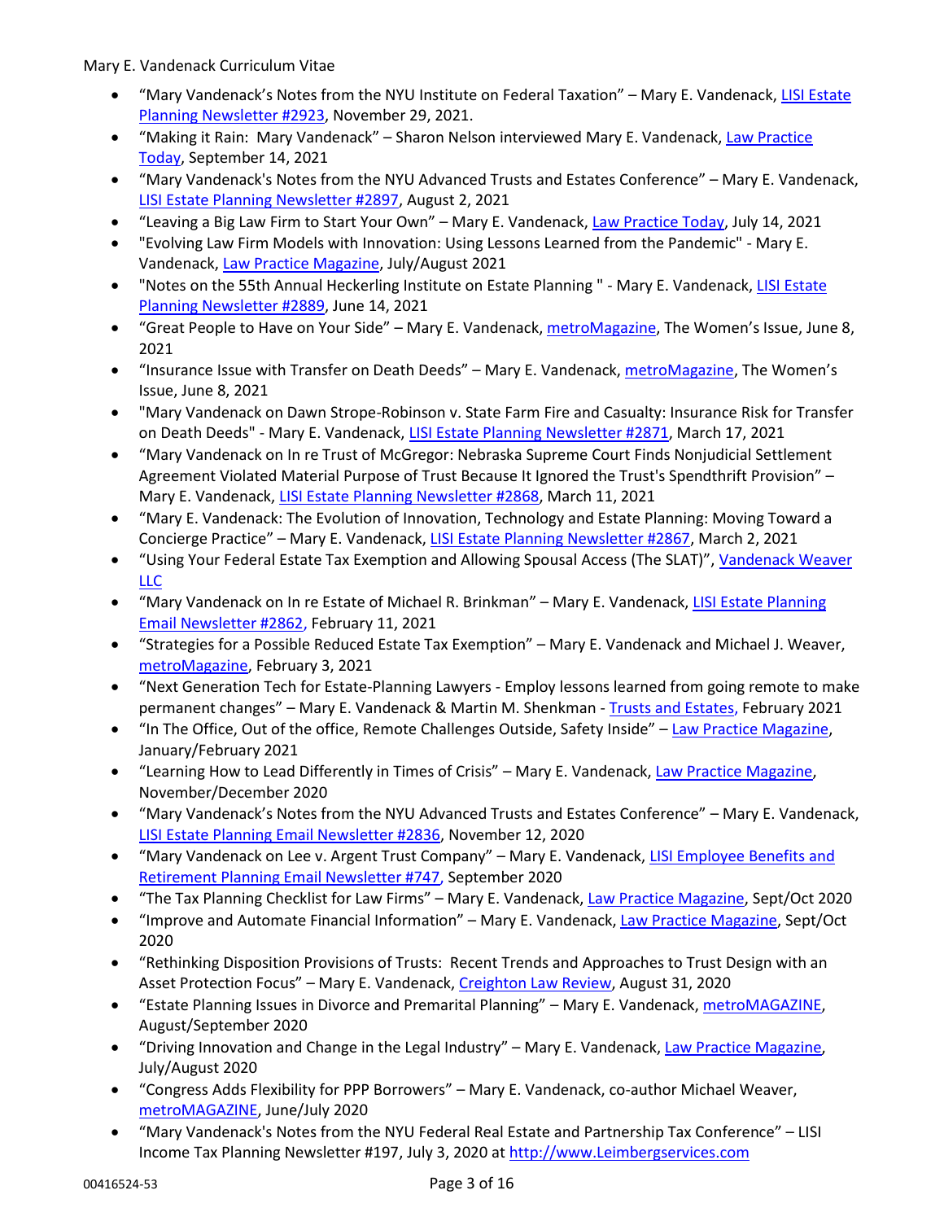- "Mary Vandenack's Notes from the NYU Institute on Federal Taxation" – Mary E. Vandenack, LISI Estate Planning Newsletter #2923, November 29, 2021.
- "Making it Rain: Mary Vandenack" – Sharon Nelson interviewed Mary E. Vandenack, Law Practice Today, September 14, 2021
- "Mary Vandenack's Notes from the NYU Advanced Trusts and Estates Conference" – Mary E. Vandenack, LISI Estate Planning Newsletter #2897, August 2, 2021
- "Leaving a Big Law Firm to Start Your Own" – Mary E. Vandenack, Law Practice Today, July 14, 2021
- "Evolving Law Firm Models with Innovation: Using Lessons Learned from the Pandemic" - Mary E. Vandenack, Law Practice Magazine, July/August 2021
- "Notes on the 55th Annual Heckerling Institute on Estate Planning " - Mary E. Vandenack, LISI Estate Planning Newsletter #2889, June 14, 2021
- "Great People to Have on Your Side" – Mary E. Vandenack, metroMagazine, The Women's Issue, June 8, 2021
- "Insurance Issue with Transfer on Death Deeds" – Mary E. Vandenack, metroMagazine, The Women's Issue, June 8, 2021
- "Mary Vandenack on Dawn Strope-Robinson v. State Farm Fire and Casualty: Insurance Risk for Transfer on Death Deeds" - Mary E. Vandenack, LISI Estate Planning Newsletter #2871, March 17, 2021
- "Mary Vandenack on In re Trust of McGregor: Nebraska Supreme Court Finds Nonjudicial Settlement Agreement Violated Material Purpose of Trust Because It Ignored the Trust's Spendthrift Provision" – Mary E. Vandenack, LISI Estate Planning Newsletter #2868, March 11, 2021
- "Mary E. Vandenack: The Evolution of Innovation, Technology and Estate Planning: Moving Toward a Concierge Practice" – Mary E. Vandenack, LISI Estate Planning Newsletter #2867, March 2, 2021
- "Using Your Federal Estate Tax Exemption and Allowing Spousal Access (The SLAT)", Vandenack Weaver LLC
- "Mary Vandenack on In re Estate of Michael R. Brinkman" – Mary E. Vandenack, LISI Estate Planning Email Newsletter #2862, February 11, 2021
- "Strategies for a Possible Reduced Estate Tax Exemption" – Mary E. Vandenack and Michael J. Weaver, metroMagazine, February 3, 2021
- "Next Generation Tech for Estate-Planning Lawyers - Employ lessons learned from going remote to make permanent changes" – Mary E. Vandenack & Martin M. Shenkman - Trusts and Estates, February 2021
- "In The Office, Out of the office, Remote Challenges Outside, Safety Inside" – Law Practice Magazine, January/February 2021
- "Learning How to Lead Differently in Times of Crisis" – Mary E. Vandenack, Law Practice Magazine, November/December 2020
- "Mary Vandenack's Notes from the NYU Advanced Trusts and Estates Conference" – Mary E. Vandenack, LISI Estate Planning Email Newsletter #2836, November 12, 2020
- "Mary Vandenack on Lee v. Argent Trust Company" – Mary E. Vandenack, LISI Employee Benefits and Retirement Planning Email Newsletter #747, September 2020
- "The Tax Planning Checklist for Law Firms" – Mary E. Vandenack, Law Practice Magazine, Sept/Oct 2020
- "Improve and Automate Financial Information" – Mary E. Vandenack, Law Practice Magazine, Sept/Oct 2020
- "Rethinking Disposition Provisions of Trusts: Recent Trends and Approaches to Trust Design with an Asset Protection Focus" – Mary E. Vandenack, Creighton Law Review, August 31, 2020
- "Estate Planning Issues in Divorce and Premarital Planning" – Mary E. Vandenack, metroMAGAZINE, August/September 2020
- "Driving Innovation and Change in the Legal Industry" – Mary E. Vandenack, Law Practice Magazine, July/August 2020
- "Congress Adds Flexibility for PPP Borrowers" – Mary E. Vandenack, co-author Michael Weaver, metroMAGAZINE, June/July 2020
- "Mary Vandenack's Notes from the NYU Federal Real Estate and Partnership Tax Conference" – LISI Income Tax Planning Newsletter #197, July 3, 2020 at http://www.Leimbergservices.com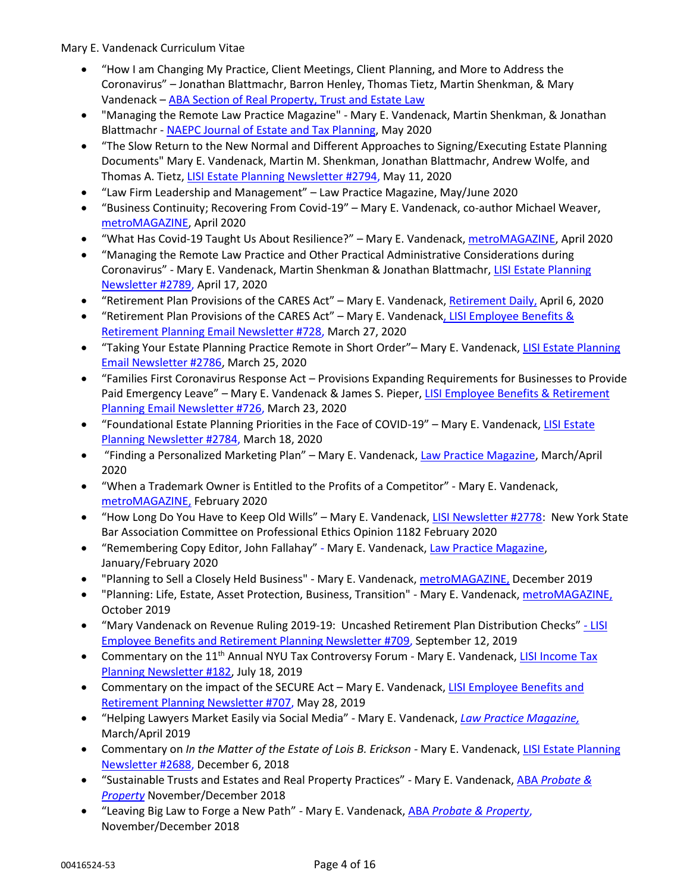- "How I am Changing My Practice, Client Meetings, Client Planning, and More to Address the Coronavirus" – Jonathan Blattmachr, Barron Henley, Thomas Tietz, Martin Shenkman, & Mary Vandenack – ABA Section of Real Property, Trust and Estate Law
- "Managing the Remote Law Practice Magazine" - Mary E. Vandenack, Martin Shenkman, & Jonathan Blattmachr - NAEPC Journal of Estate and Tax Planning, May 2020
- "The Slow Return to the New Normal and Different Approaches to Signing/Executing Estate Planning Documents" Mary E. Vandenack, Martin M. Shenkman, Jonathan Blattmachr, Andrew Wolfe, and Thomas A. Tietz, LISI Estate Planning Newsletter #2794, May 11, 2020
- "Law Firm Leadership and Management" – Law Practice Magazine, May/June 2020
- "Business Continuity; Recovering From Covid-19" – Mary E. Vandenack, co-author Michael Weaver, metroMAGAZINE, April 2020
- "What Has Covid-19 Taught Us About Resilience?" – Mary E. Vandenack, metroMAGAZINE, April 2020
- "Managing the Remote Law Practice and Other Practical Administrative Considerations during Coronavirus" - Mary E. Vandenack, Martin Shenkman & Jonathan Blattmachr, LISI Estate Planning Newsletter #2789, April 17, 2020
- "Retirement Plan Provisions of the CARES Act" – Mary E. Vandenack, Retirement Daily, April 6, 2020
- "Retirement Plan Provisions of the CARES Act" – Mary E. Vandenack, LISI Employee Benefits & Retirement Planning Email Newsletter #728, March 27, 2020
- "Taking Your Estate Planning Practice Remote in Short Order"– Mary E. Vandenack, LISI Estate Planning Email Newsletter #2786, March 25, 2020
- "Families First Coronavirus Response Act – Provisions Expanding Requirements for Businesses to Provide Paid Emergency Leave" – Mary E. Vandenack & James S. Pieper, LISI Employee Benefits & Retirement Planning Email Newsletter #726, March 23, 2020
- "Foundational Estate Planning Priorities in the Face of COVID-19" – Mary E. Vandenack, LISI Estate Planning Newsletter #2784, March 18, 2020
- "Finding a Personalized Marketing Plan" – Mary E. Vandenack, Law Practice Magazine, March/April 2020
- "When a Trademark Owner is Entitled to the Profits of a Competitor" - Mary E. Vandenack, metroMAGAZINE, February 2020
- "How Long Do You Have to Keep Old Wills" – Mary E. Vandenack, LISI Newsletter #2778: New York State Bar Association Committee on Professional Ethics Opinion 1182 February 2020
- "Remembering Copy Editor, John Fallahay" - Mary E. Vandenack, Law Practice Magazine, January/February 2020
- "Planning to Sell a Closely Held Business" - Mary E. Vandenack, metroMAGAZINE, December 2019
- "Planning: Life, Estate, Asset Protection, Business, Transition" - Mary E. Vandenack, metroMAGAZINE, October 2019
- "Mary Vandenack on Revenue Ruling 2019-19: Uncashed Retirement Plan Distribution Checks" - LISI Employee Benefits and Retirement Planning Newsletter #709, September 12, 2019
- Commentary on the 11th Annual NYU Tax Controversy Forum - Mary E. Vandenack, LISI Income Tax Planning Newsletter #182, July 18, 2019
- Commentary on the impact of the SECURE Act – Mary E. Vandenack, LISI Employee Benefits and Retirement Planning Newsletter #707, May 28, 2019
- "Helping Lawyers Market Easily via Social Media" - Mary E. Vandenack, *Law Practice Magazine,* March/April 2019
- Commentary on *In the Matter of the Estate of Lois B. Erickson* - Mary E. Vandenack, LISI Estate Planning Newsletter #2688, December 6, 2018
- "Sustainable Trusts and Estates and Real Property Practices" - Mary E. Vandenack, ABA *Probate & Property* November/December 2018
- "Leaving Big Law to Forge a New Path" - Mary E. Vandenack, ABA *Probate & Property*, November/December 2018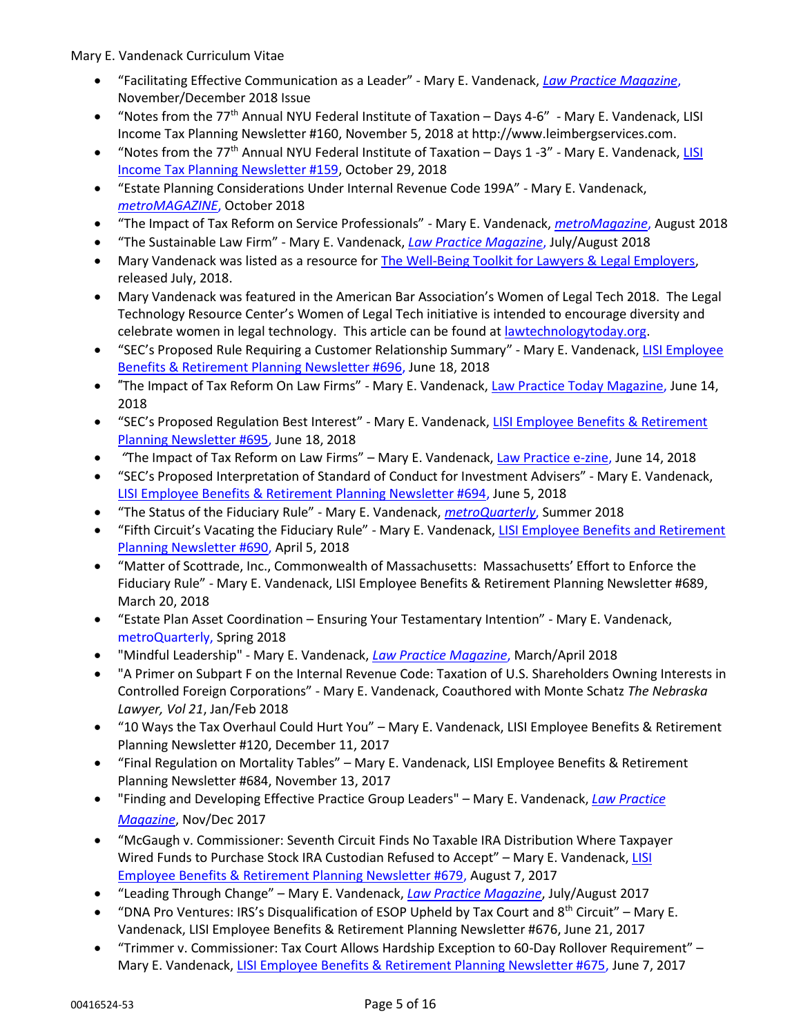- "Facilitating Effective Communication as a Leader" - Mary E. Vandenack, *Law Practice Magazine*, November/December 2018 Issue
- "Notes from the 77th Annual NYU Federal Institute of Taxation – Days 4-6" - Mary E. Vandenack, LISI Income Tax Planning Newsletter #160, November 5, 2018 at http://www.leimbergservices.com.
- "Notes from the 77th Annual NYU Federal Institute of Taxation – Days 1 -3" - Mary E. Vandenack, LISI Income Tax Planning Newsletter #159, October 29, 2018
- "Estate Planning Considerations Under Internal Revenue Code 199A" - Mary E. Vandenack, *metroMAGAZINE*, October 2018
- "The Impact of Tax Reform on Service Professionals" - Mary E. Vandenack, *metroMagazine*, August 2018
- "The Sustainable Law Firm" - Mary E. Vandenack, *Law Practice Magazine*, July/August 2018
- Mary Vandenack was listed as a resource for The Well-Being Toolkit for Lawyers & Legal Employers, released July, 2018.
- Mary Vandenack was featured in the American Bar Association's Women of Legal Tech 2018. The Legal Technology Resource Center's Women of Legal Tech initiative is intended to encourage diversity and celebrate women in legal technology. This article can be found at lawtechnologytoday.org.
- "SEC's Proposed Rule Requiring a Customer Relationship Summary" - Mary E. Vandenack, LISI Employee Benefits & Retirement Planning Newsletter #696, June 18, 2018
- "The Impact of Tax Reform On Law Firms" - Mary E. Vandenack, Law Practice Today Magazine, June 14, 2018
- "SEC's Proposed Regulation Best Interest" - Mary E. Vandenack, LISI Employee Benefits & Retirement Planning Newsletter #695, June 18, 2018
- "The Impact of Tax Reform on Law Firms" – Mary E. Vandenack, Law Practice e-zine, June 14, 2018
- "SEC's Proposed Interpretation of Standard of Conduct for Investment Advisers" - Mary E. Vandenack, LISI Employee Benefits & Retirement Planning Newsletter #694, June 5, 2018
- "The Status of the Fiduciary Rule" - Mary E. Vandenack, *metroQuarterly*, Summer 2018
- "Fifth Circuit's Vacating the Fiduciary Rule" - Mary E. Vandenack, LISI Employee Benefits and Retirement Planning Newsletter #690, April 5, 2018
- "Matter of Scottrade, Inc., Commonwealth of Massachusetts: Massachusetts' Effort to Enforce the Fiduciary Rule" - Mary E. Vandenack, LISI Employee Benefits & Retirement Planning Newsletter #689, March 20, 2018
- "Estate Plan Asset Coordination – Ensuring Your Testamentary Intention" - Mary E. Vandenack, metroQuarterly, Spring 2018
- "Mindful Leadership" - Mary E. Vandenack, *Law Practice Magazine*, March/April 2018
- "A Primer on Subpart F on the Internal Revenue Code: Taxation of U.S. Shareholders Owning Interests in Controlled Foreign Corporations" - Mary E. Vandenack, Coauthored with Monte Schatz *The Nebraska Lawyer, Vol 21*, Jan/Feb 2018
- "10 Ways the Tax Overhaul Could Hurt You" – Mary E. Vandenack, LISI Employee Benefits & Retirement Planning Newsletter #120, December 11, 2017
- "Final Regulation on Mortality Tables" – Mary E. Vandenack, LISI Employee Benefits & Retirement Planning Newsletter #684, November 13, 2017
- "Finding and Developing Effective Practice Group Leaders" – Mary E. Vandenack, *Law Practice Magazine*, Nov/Dec 2017
- "McGaugh v. Commissioner: Seventh Circuit Finds No Taxable IRA Distribution Where Taxpayer Wired Funds to Purchase Stock IRA Custodian Refused to Accept" – Mary E. Vandenack, LISI Employee Benefits & Retirement Planning Newsletter #679, August 7, 2017
- "Leading Through Change" – Mary E. Vandenack, *Law Practice Magazine*, July/August 2017
- "DNA Pro Ventures: IRS's Disqualification of ESOP Upheld by Tax Court and 8th Circuit" – Mary E. Vandenack, LISI Employee Benefits & Retirement Planning Newsletter #676, June 21, 2017
- "Trimmer v. Commissioner: Tax Court Allows Hardship Exception to 60-Day Rollover Requirement" – Mary E. Vandenack, LISI Employee Benefits & Retirement Planning Newsletter #675, June 7, 2017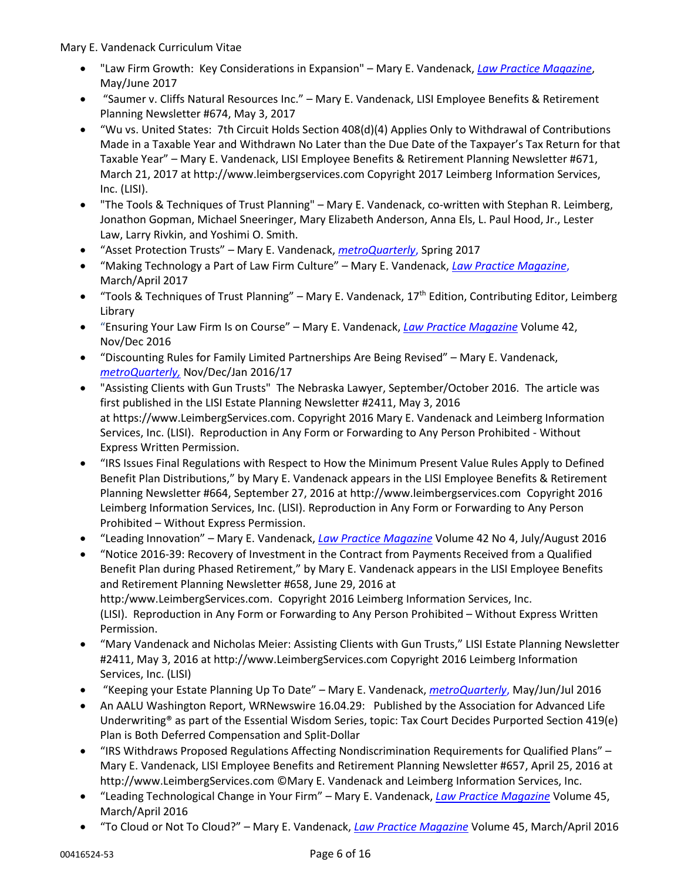- "Law Firm Growth: Key Considerations in Expansion" – Mary E. Vandenack, *Law Practice Magazine*, May/June 2017
- "Saumer v. Cliffs Natural Resources Inc." – Mary E. Vandenack, LISI Employee Benefits & Retirement Planning Newsletter #674, May 3, 2017
- "Wu vs. United States: 7th Circuit Holds Section 408(d)(4) Applies Only to Withdrawal of Contributions Made in a Taxable Year and Withdrawn No Later than the Due Date of the Taxpayer's Tax Return for that Taxable Year" – Mary E. Vandenack, LISI Employee Benefits & Retirement Planning Newsletter #671, March 21, 2017 at http://www.leimbergservices.com Copyright 2017 Leimberg Information Services, Inc. (LISI).
- "The Tools & Techniques of Trust Planning" – Mary E. Vandenack, co-written with Stephan R. Leimberg, Jonathon Gopman, Michael Sneeringer, Mary Elizabeth Anderson, Anna Els, L. Paul Hood, Jr., Lester Law, Larry Rivkin, and Yoshimi O. Smith.
- "Asset Protection Trusts" – Mary E. Vandenack, *metroQuarterly*, Spring 2017
- "Making Technology a Part of Law Firm Culture" – Mary E. Vandenack, *Law Practice Magazine*, March/April 2017
- "Tools & Techniques of Trust Planning" – Mary E. Vandenack, 17th Edition, Contributing Editor, Leimberg Library
- "Ensuring Your Law Firm Is on Course" – Mary E. Vandenack, *Law Practice Magazine* Volume 42, Nov/Dec 2016
- "Discounting Rules for Family Limited Partnerships Are Being Revised" – Mary E. Vandenack, *metroQuarterly,* Nov/Dec/Jan 2016/17
- "Assisting Clients with Gun Trusts" The Nebraska Lawyer, September/October 2016. The article was first published in the LISI Estate Planning Newsletter #2411, May 3, 2016 at https://www.LeimbergServices.com. Copyright 2016 Mary E. Vandenack and Leimberg Information Services, Inc. (LISI). Reproduction in Any Form or Forwarding to Any Person Prohibited - Without Express Written Permission.
- "IRS Issues Final Regulations with Respect to How the Minimum Present Value Rules Apply to Defined Benefit Plan Distributions," by Mary E. Vandenack appears in the LISI Employee Benefits & Retirement Planning Newsletter #664, September 27, 2016 at http://www.leimbergservices.com Copyright 2016 Leimberg Information Services, Inc. (LISI). Reproduction in Any Form or Forwarding to Any Person Prohibited – Without Express Permission.
- "Leading Innovation" – Mary E. Vandenack, *Law Practice Magazine* Volume 42 No 4, July/August 2016
- "Notice 2016-39: Recovery of Investment in the Contract from Payments Received from a Qualified Benefit Plan during Phased Retirement," by Mary E. Vandenack appears in the LISI Employee Benefits and Retirement Planning Newsletter #658, June 29, 2016 at http:/www.LeimbergServices.com. Copyright 2016 Leimberg Information Services, Inc. (LISI). Reproduction in Any Form or Forwarding to Any Person Prohibited – Without Express Written Permission.
- "Mary Vandenack and Nicholas Meier: Assisting Clients with Gun Trusts," LISI Estate Planning Newsletter #2411, May 3, 2016 at http://www.LeimbergServices.com Copyright 2016 Leimberg Information Services, Inc. (LISI)
- "Keeping your Estate Planning Up To Date" – Mary E. Vandenack, *metroQuarterly*, May/Jun/Jul 2016
- An AALU Washington Report, WRNewswire 16.04.29: Published by the Association for Advanced Life Underwriting® as part of the Essential Wisdom Series, topic: Tax Court Decides Purported Section 419(e) Plan is Both Deferred Compensation and Split-Dollar
- "IRS Withdraws Proposed Regulations Affecting Nondiscrimination Requirements for Qualified Plans" – Mary E. Vandenack, LISI Employee Benefits and Retirement Planning Newsletter #657, April 25, 2016 at http://www.LeimbergServices.com ©Mary E. Vandenack and Leimberg Information Services, Inc.
- "Leading Technological Change in Your Firm" – Mary E. Vandenack, *Law Practice Magazine* Volume 45, March/April 2016
- "To Cloud or Not To Cloud?" – Mary E. Vandenack, *Law Practice Magazine* Volume 45, March/April 2016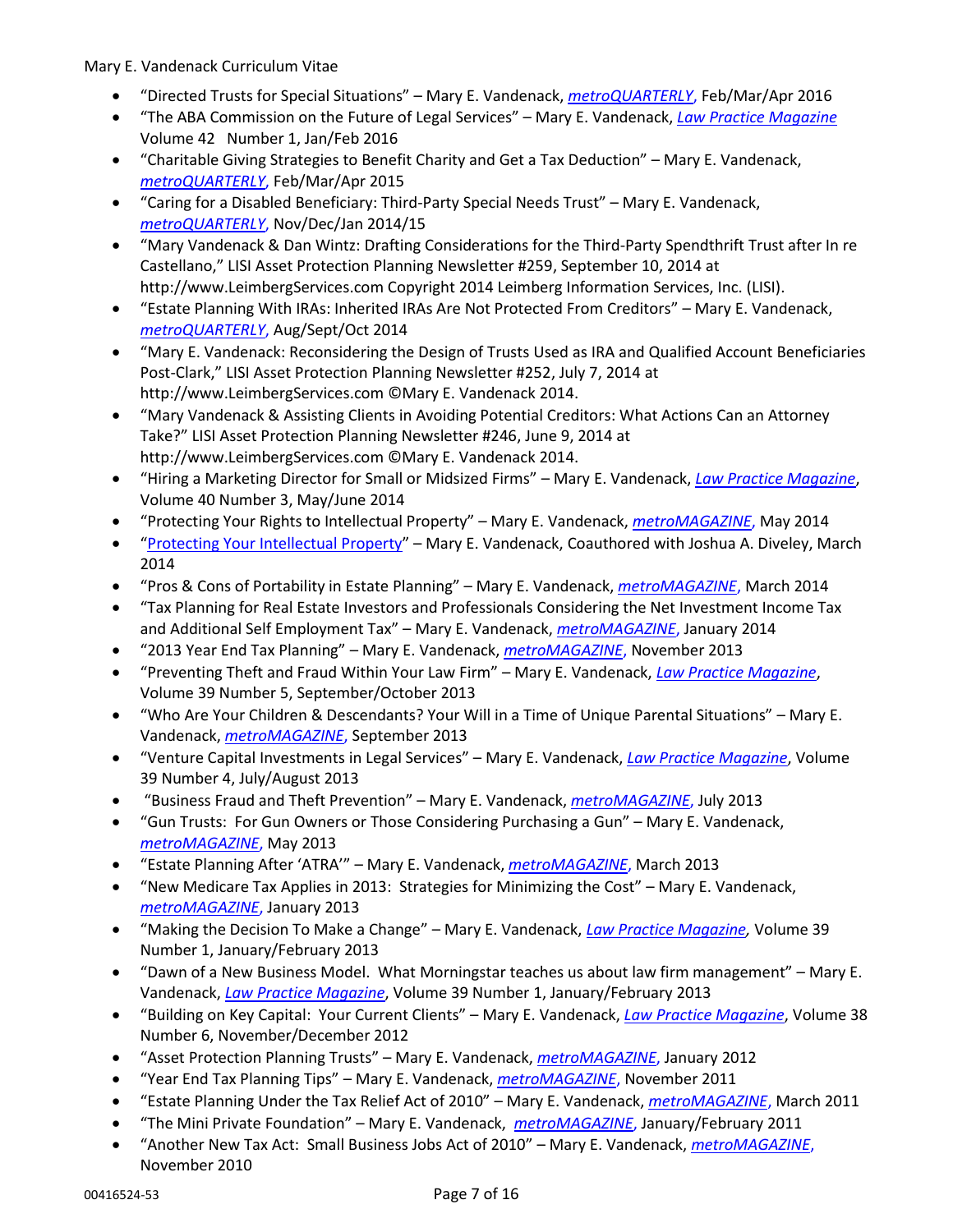- "Directed Trusts for Special Situations" – Mary E. Vandenack, *metroQUARTERLY*, Feb/Mar/Apr 2016
- "The ABA Commission on the Future of Legal Services" – Mary E. Vandenack, *Law Practice Magazine* Volume 42 Number 1, Jan/Feb 2016
- "Charitable Giving Strategies to Benefit Charity and Get a Tax Deduction" – Mary E. Vandenack, *metroQUARTERLY*, Feb/Mar/Apr 2015
- "Caring for a Disabled Beneficiary: Third-Party Special Needs Trust" – Mary E. Vandenack, *metroQUARTERLY*, Nov/Dec/Jan 2014/15
- "Mary Vandenack & Dan Wintz: Drafting Considerations for the Third-Party Spendthrift Trust after In re Castellano," LISI Asset Protection Planning Newsletter #259, September 10, 2014 at http://www.LeimbergServices.com Copyright 2014 Leimberg Information Services, Inc. (LISI).
- "Estate Planning With IRAs: Inherited IRAs Are Not Protected From Creditors" – Mary E. Vandenack, *metroQUARTERLY*, Aug/Sept/Oct 2014
- "Mary E. Vandenack: Reconsidering the Design of Trusts Used as IRA and Qualified Account Beneficiaries Post-Clark," LISI Asset Protection Planning Newsletter #252, July 7, 2014 at http://www.LeimbergServices.com ©Mary E. Vandenack 2014.
- "Mary Vandenack & Assisting Clients in Avoiding Potential Creditors: What Actions Can an Attorney Take?" LISI Asset Protection Planning Newsletter #246, June 9, 2014 at http://www.LeimbergServices.com ©Mary E. Vandenack 2014.
- "Hiring a Marketing Director for Small or Midsized Firms" – Mary E. Vandenack, *Law Practice Magazine*, Volume 40 Number 3, May/June 2014
- "Protecting Your Rights to Intellectual Property" – Mary E. Vandenack, *metroMAGAZINE*, May 2014
- "Protecting Your Intellectual Property" – Mary E. Vandenack, Coauthored with Joshua A. Diveley, March 2014
- "Pros & Cons of Portability in Estate Planning" – Mary E. Vandenack, *metroMAGAZINE*, March 2014
- "Tax Planning for Real Estate Investors and Professionals Considering the Net Investment Income Tax and Additional Self Employment Tax" – Mary E. Vandenack, *metroMAGAZINE*, January 2014
- "2013 Year End Tax Planning" – Mary E. Vandenack, *metroMAGAZINE*, November 2013
- "Preventing Theft and Fraud Within Your Law Firm" – Mary E. Vandenack, *Law Practice Magazine*, Volume 39 Number 5, September/October 2013
- "Who Are Your Children & Descendants? Your Will in a Time of Unique Parental Situations" – Mary E. Vandenack, *metroMAGAZINE*, September 2013
- "Venture Capital Investments in Legal Services" – Mary E. Vandenack, *Law Practice Magazine*, Volume 39 Number 4, July/August 2013
- "Business Fraud and Theft Prevention" – Mary E. Vandenack, *metroMAGAZINE*, July 2013
- "Gun Trusts: For Gun Owners or Those Considering Purchasing a Gun" – Mary E. Vandenack, *metroMAGAZINE*, May 2013
- "Estate Planning After 'ATRA'" – Mary E. Vandenack, *metroMAGAZINE*, March 2013
- "New Medicare Tax Applies in 2013: Strategies for Minimizing the Cost" – Mary E. Vandenack, *metroMAGAZINE*, January 2013
- "Making the Decision To Make a Change" – Mary E. Vandenack, *Law Practice Magazine*, Volume 39 Number 1, January/February 2013
- "Dawn of a New Business Model. What Morningstar teaches us about law firm management" – Mary E. Vandenack, *Law Practice Magazine*, Volume 39 Number 1, January/February 2013
- "Building on Key Capital: Your Current Clients" – Mary E. Vandenack, *Law Practice Magazine*, Volume 38 Number 6, November/December 2012
- "Asset Protection Planning Trusts" – Mary E. Vandenack, *metroMAGAZINE*, January 2012
- "Year End Tax Planning Tips" – Mary E. Vandenack, *metroMAGAZINE*, November 2011
- "Estate Planning Under the Tax Relief Act of 2010" – Mary E. Vandenack, *metroMAGAZINE*, March 2011
- "The Mini Private Foundation" – Mary E. Vandenack, *metroMAGAZINE*, January/February 2011
- "Another New Tax Act: Small Business Jobs Act of 2010" – Mary E. Vandenack, *metroMAGAZINE*, November 2010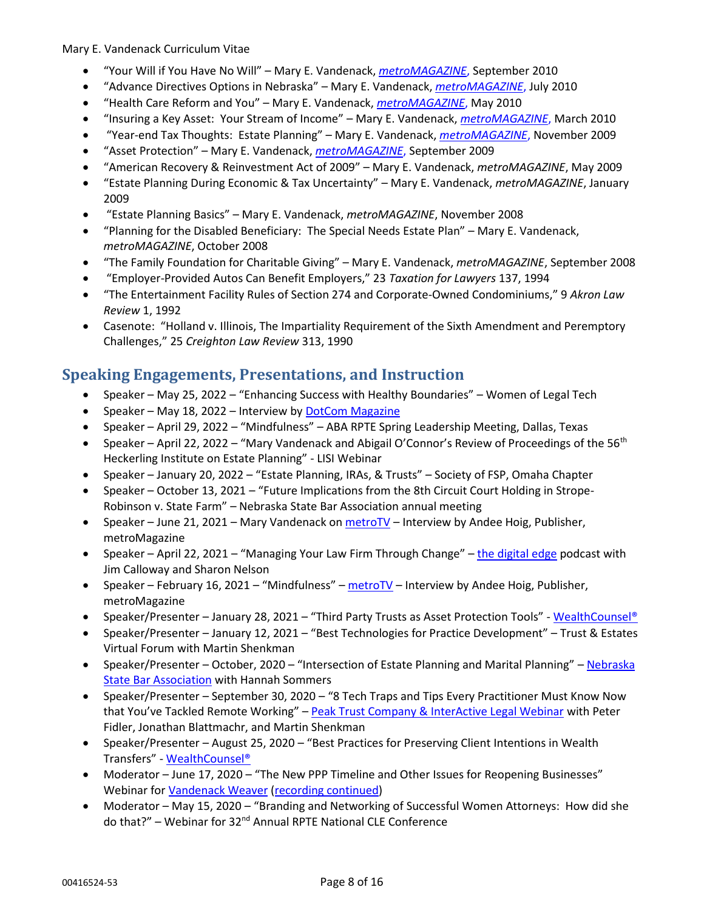- "Your Will if You Have No Will" – Mary E. Vandenack, *metroMAGAZINE*, September 2010
- "Advance Directives Options in Nebraska" – Mary E. Vandenack, *metroMAGAZINE*, July 2010
- "Health Care Reform and You" – Mary E. Vandenack, *metroMAGAZINE*, May 2010
- "Insuring a Key Asset: Your Stream of Income" – Mary E. Vandenack, *metroMAGAZINE*, March 2010
- "Year-end Tax Thoughts: Estate Planning" – Mary E. Vandenack, *metroMAGAZINE*, November 2009
- "Asset Protection" – Mary E. Vandenack, *metroMAGAZINE*, September 2009
- "American Recovery & Reinvestment Act of 2009" – Mary E. Vandenack, *metroMAGAZINE*, May 2009
- "Estate Planning During Economic & Tax Uncertainty" – Mary E. Vandenack, *metroMAGAZINE*, January 2009
- "Estate Planning Basics" – Mary E. Vandenack, *metroMAGAZINE*, November 2008
- "Planning for the Disabled Beneficiary: The Special Needs Estate Plan" – Mary E. Vandenack, *metroMAGAZINE*, October 2008
- "The Family Foundation for Charitable Giving" – Mary E. Vandenack, *metroMAGAZINE*, September 2008
- "Employer-Provided Autos Can Benefit Employers," 23 *Taxation for Lawyers* 137, 1994
- "The Entertainment Facility Rules of Section 274 and Corporate-Owned Condominiums," 9 *Akron Law Review* 1, 1992
- Casenote: "Holland v. Illinois, The Impartiality Requirement of the Sixth Amendment and Peremptory Challenges," 25 *Creighton Law Review* 313, 1990

## Speaking Engagements, Presentations, and Instruction

- Speaker – May 25, 2022 – "Enhancing Success with Healthy Boundaries" – Women of Legal Tech
- Speaker – May 18, 2022 – Interview by DotCom Magazine
- Speaker – April 29, 2022 – "Mindfulness" – ABA RPTE Spring Leadership Meeting, Dallas, Texas
- Speaker – April 22, 2022 – "Mary Vandenack and Abigail O'Connor's Review of Proceedings of the 56th Heckerling Institute on Estate Planning" - LISI Webinar
- Speaker – January 20, 2022 – "Estate Planning, IRAs, & Trusts" – Society of FSP, Omaha Chapter
- Speaker – October 13, 2021 – "Future Implications from the 8th Circuit Court Holding in Strope-Robinson v. State Farm" – Nebraska State Bar Association annual meeting
- Speaker – June 21, 2021 – Mary Vandenack on metroTV – Interview by Andee Hoig, Publisher, metroMagazine
- Speaker – April 22, 2021 – "Managing Your Law Firm Through Change" – the digital edge podcast with Jim Calloway and Sharon Nelson
- Speaker – February 16, 2021 – "Mindfulness" – metroTV – Interview by Andee Hoig, Publisher, metroMagazine
- Speaker/Presenter – January 28, 2021 – "Third Party Trusts as Asset Protection Tools" - WealthCounsel®
- Speaker/Presenter – January 12, 2021 – "Best Technologies for Practice Development" – Trust & Estates Virtual Forum with Martin Shenkman
- Speaker/Presenter – October, 2020 – "Intersection of Estate Planning and Marital Planning" – Nebraska State Bar Association with Hannah Sommers
- Speaker/Presenter – September 30, 2020 – "8 Tech Traps and Tips Every Practitioner Must Know Now that You've Tackled Remote Working" – Peak Trust Company & InterActive Legal Webinar with Peter Fidler, Jonathan Blattmachr, and Martin Shenkman
- Speaker/Presenter – August 25, 2020 – "Best Practices for Preserving Client Intentions in Wealth Transfers" - WealthCounsel®
- Moderator – June 17, 2020 – "The New PPP Timeline and Other Issues for Reopening Businesses" Webinar for Vandenack Weaver (recording continued)
- Moderator – May 15, 2020 – "Branding and Networking of Successful Women Attorneys: How did she do that?" – Webinar for 32nd Annual RPTE National CLE Conference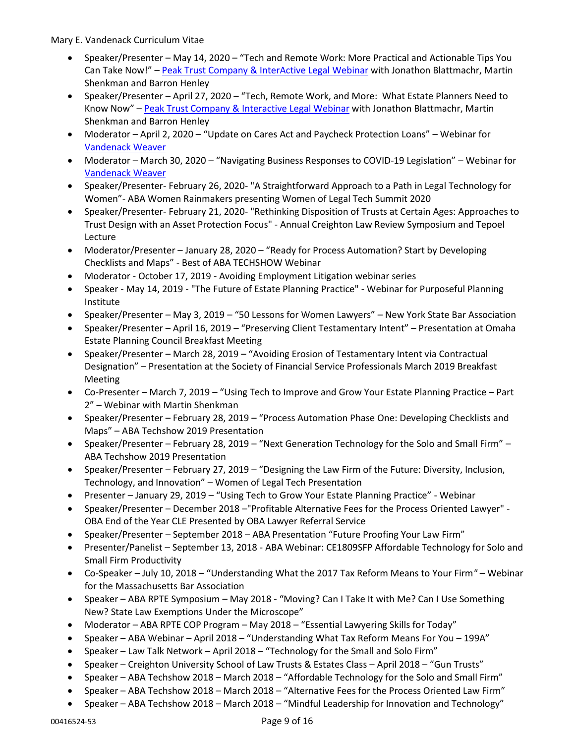- Speaker/Presenter – May 14, 2020 – "Tech and Remote Work: More Practical and Actionable Tips You Can Take Now!" – Peak Trust Company & InterActive Legal Webinar with Jonathon Blattmachr, Martin Shenkman and Barron Henley
- Speaker/Presenter – April 27, 2020 – "Tech, Remote Work, and More: What Estate Planners Need to Know Now" – Peak Trust Company & Interactive Legal Webinar with Jonathon Blattmachr, Martin Shenkman and Barron Henley
- Moderator – April 2, 2020 – "Update on Cares Act and Paycheck Protection Loans" – Webinar for Vandenack Weaver
- Moderator – March 30, 2020 – "Navigating Business Responses to COVID-19 Legislation" – Webinar for Vandenack Weaver
- Speaker/Presenter- February 26, 2020- "A Straightforward Approach to a Path in Legal Technology for Women"- ABA Women Rainmakers presenting Women of Legal Tech Summit 2020
- Speaker/Presenter- February 21, 2020- "Rethinking Disposition of Trusts at Certain Ages: Approaches to Trust Design with an Asset Protection Focus" - Annual Creighton Law Review Symposium and Tepoel Lecture
- Moderator/Presenter – January 28, 2020 – "Ready for Process Automation? Start by Developing Checklists and Maps" - Best of ABA TECHSHOW Webinar
- Moderator - October 17, 2019 - Avoiding Employment Litigation webinar series
- Speaker - May 14, 2019 - "The Future of Estate Planning Practice" - Webinar for Purposeful Planning Institute
- Speaker/Presenter – May 3, 2019 – "50 Lessons for Women Lawyers" – New York State Bar Association
- Speaker/Presenter – April 16, 2019 – "Preserving Client Testamentary Intent" – Presentation at Omaha Estate Planning Council Breakfast Meeting
- Speaker/Presenter – March 28, 2019 – "Avoiding Erosion of Testamentary Intent via Contractual Designation" – Presentation at the Society of Financial Service Professionals March 2019 Breakfast Meeting
- Co-Presenter – March 7, 2019 – "Using Tech to Improve and Grow Your Estate Planning Practice – Part 2" – Webinar with Martin Shenkman
- Speaker/Presenter – February 28, 2019 – "Process Automation Phase One: Developing Checklists and Maps" – ABA Techshow 2019 Presentation
- Speaker/Presenter – February 28, 2019 – "Next Generation Technology for the Solo and Small Firm" – ABA Techshow 2019 Presentation
- Speaker/Presenter – February 27, 2019 – "Designing the Law Firm of the Future: Diversity, Inclusion, Technology, and Innovation" – Women of Legal Tech Presentation
- Presenter – January 29, 2019 – "Using Tech to Grow Your Estate Planning Practice" - Webinar
- Speaker/Presenter – December 2018 –"Profitable Alternative Fees for the Process Oriented Lawyer" - OBA End of the Year CLE Presented by OBA Lawyer Referral Service
- Speaker/Presenter – September 2018 – ABA Presentation "Future Proofing Your Law Firm"
- Presenter/Panelist – September 13, 2018 - ABA Webinar: CE1809SFP Affordable Technology for Solo and Small Firm Productivity
- Co-Speaker – July 10, 2018 – "Understanding What the 2017 Tax Reform Means to Your Firm" – Webinar for the Massachusetts Bar Association
- Speaker – ABA RPTE Symposium – May 2018 - "Moving? Can I Take It with Me? Can I Use Something New? State Law Exemptions Under the Microscope"
- Moderator – ABA RPTE COP Program – May 2018 – "Essential Lawyering Skills for Today"
- Speaker – ABA Webinar – April 2018 – "Understanding What Tax Reform Means For You – 199A"
- Speaker – Law Talk Network – April 2018 – "Technology for the Small and Solo Firm"
- Speaker – Creighton University School of Law Trusts & Estates Class – April 2018 – "Gun Trusts"
- Speaker – ABA Techshow 2018 – March 2018 – "Affordable Technology for the Solo and Small Firm"
- Speaker – ABA Techshow 2018 – March 2018 – "Alternative Fees for the Process Oriented Law Firm"
- Speaker – ABA Techshow 2018 – March 2018 – "Mindful Leadership for Innovation and Technology"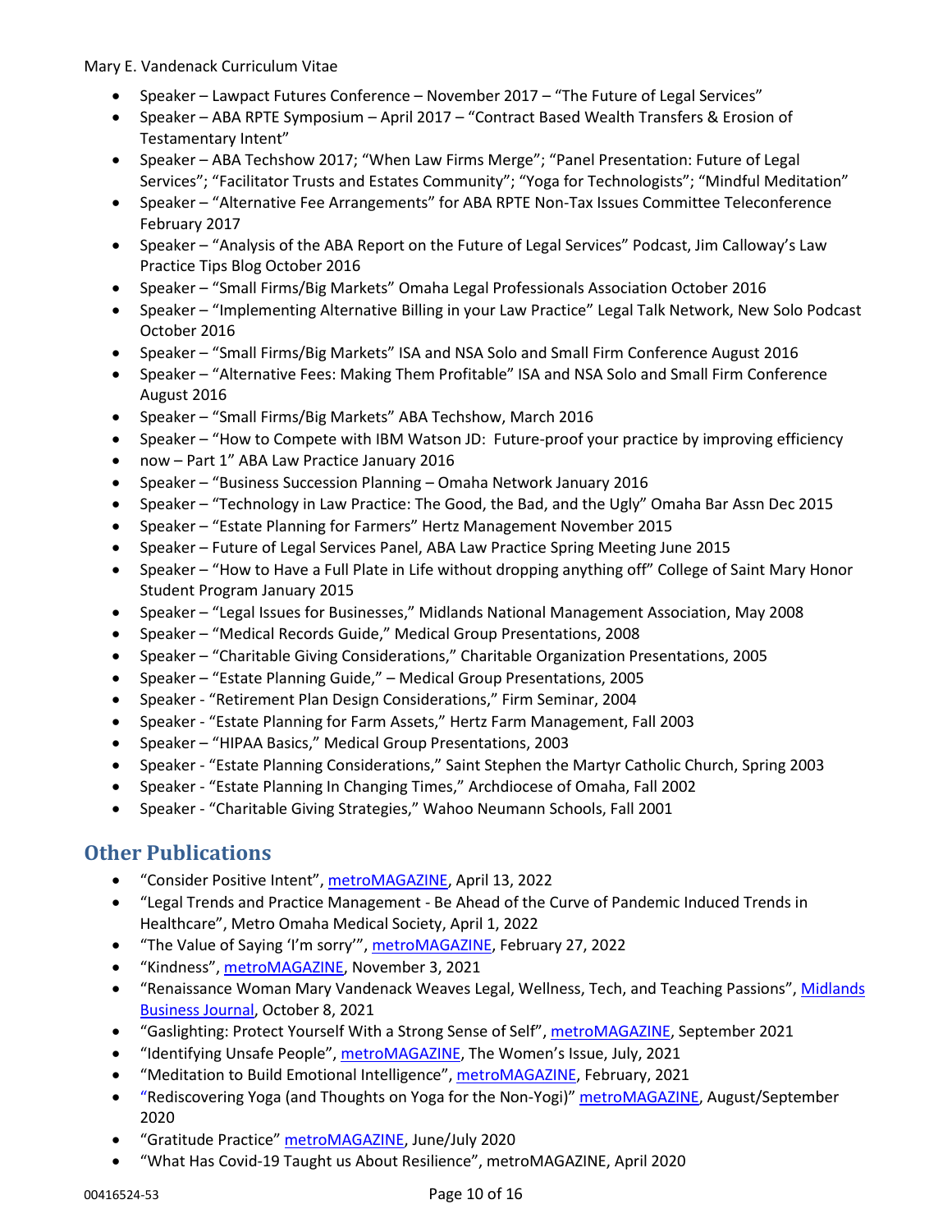- Speaker – Lawpact Futures Conference – November 2017 – "The Future of Legal Services"
- Speaker – ABA RPTE Symposium – April 2017 – "Contract Based Wealth Transfers & Erosion of Testamentary Intent"
- Speaker – ABA Techshow 2017; "When Law Firms Merge"; "Panel Presentation: Future of Legal Services"; "Facilitator Trusts and Estates Community"; "Yoga for Technologists"; "Mindful Meditation"
- Speaker – "Alternative Fee Arrangements" for ABA RPTE Non-Tax Issues Committee Teleconference February 2017
- Speaker – "Analysis of the ABA Report on the Future of Legal Services" Podcast, Jim Calloway's Law Practice Tips Blog October 2016
- Speaker – "Small Firms/Big Markets" Omaha Legal Professionals Association October 2016
- Speaker – "Implementing Alternative Billing in your Law Practice" Legal Talk Network, New Solo Podcast October 2016
- Speaker – "Small Firms/Big Markets" ISA and NSA Solo and Small Firm Conference August 2016
- Speaker – "Alternative Fees: Making Them Profitable" ISA and NSA Solo and Small Firm Conference August 2016
- Speaker – "Small Firms/Big Markets" ABA Techshow, March 2016
- Speaker – "How to Compete with IBM Watson JD: Future-proof your practice by improving efficiency
- now – Part 1" ABA Law Practice January 2016
- Speaker – "Business Succession Planning – Omaha Network January 2016
- Speaker – "Technology in Law Practice: The Good, the Bad, and the Ugly" Omaha Bar Assn Dec 2015
- Speaker – "Estate Planning for Farmers" Hertz Management November 2015
- Speaker – Future of Legal Services Panel, ABA Law Practice Spring Meeting June 2015
- Speaker – "How to Have a Full Plate in Life without dropping anything off" College of Saint Mary Honor Student Program January 2015
- Speaker – "Legal Issues for Businesses," Midlands National Management Association, May 2008
- Speaker – "Medical Records Guide," Medical Group Presentations, 2008
- Speaker – "Charitable Giving Considerations," Charitable Organization Presentations, 2005
- Speaker – "Estate Planning Guide," – Medical Group Presentations, 2005
- Speaker - "Retirement Plan Design Considerations," Firm Seminar, 2004
- Speaker - "Estate Planning for Farm Assets," Hertz Farm Management, Fall 2003
- Speaker – "HIPAA Basics," Medical Group Presentations, 2003
- Speaker - "Estate Planning Considerations," Saint Stephen the Martyr Catholic Church, Spring 2003
- Speaker - "Estate Planning In Changing Times," Archdiocese of Omaha, Fall 2002
- Speaker - "Charitable Giving Strategies," Wahoo Neumann Schools, Fall 2001

## Other Publications

- "Consider Positive Intent", metroMAGAZINE, April 13, 2022
- "Legal Trends and Practice Management - Be Ahead of the Curve of Pandemic Induced Trends in Healthcare", Metro Omaha Medical Society, April 1, 2022
- "The Value of Saying 'I'm sorry'", metroMAGAZINE, February 27, 2022
- "Kindness", metroMAGAZINE, November 3, 2021
- "Renaissance Woman Mary Vandenack Weaves Legal, Wellness, Tech, and Teaching Passions", Midlands Business Journal, October 8, 2021
- "Gaslighting: Protect Yourself With a Strong Sense of Self", metroMAGAZINE, September 2021
- "Identifying Unsafe People", metroMAGAZINE, The Women's Issue, July, 2021
- "Meditation to Build Emotional Intelligence", metroMAGAZINE, February, 2021
- "Rediscovering Yoga (and Thoughts on Yoga for the Non-Yogi)" metroMAGAZINE, August/September 2020
- "Gratitude Practice" metroMAGAZINE, June/July 2020
- "What Has Covid-19 Taught us About Resilience", metroMAGAZINE, April 2020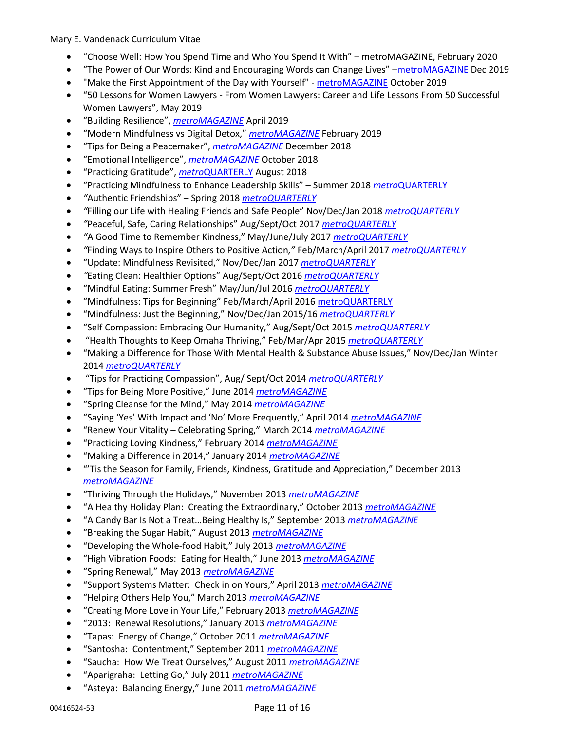- "Choose Well: How You Spend Time and Who You Spend It With" – metroMAGAZINE, February 2020
- "The Power of Our Words: Kind and Encouraging Words can Change Lives" –metroMAGAZINE Dec 2019
- "Make the First Appointment of the Day with Yourself" - metroMAGAZINE October 2019
- "50 Lessons for Women Lawyers - From Women Lawyers: Career and Life Lessons From 50 Successful Women Lawyers", May 2019
- "Building Resilience", *metroMAGAZINE* April 2019
- "Modern Mindfulness vs Digital Detox," *metroMAGAZINE* February 2019
- "Tips for Being a Peacemaker", *metroMAGAZINE* December 2018
- "Emotional Intelligence", *metroMAGAZINE* October 2018
- "Practicing Gratitude", *metro*QUARTERLY August 2018
- "Practicing Mindfulness to Enhance Leadership Skills" – Summer 2018 *metro*QUARTERLY
- "Authentic Friendships" – Spring 2018 *metroQUARTERLY*
- "Filling our Life with Healing Friends and Safe People" Nov/Dec/Jan 2018 *metroQUARTERLY*
- "Peaceful, Safe, Caring Relationships" Aug/Sept/Oct 2017 *metroQUARTERLY*
- "A Good Time to Remember Kindness," May/June/July 2017 *metroQUARTERLY*
- "Finding Ways to Inspire Others to Positive Action," Feb/March/April 2017 *metroQUARTERLY*
- "Update: Mindfulness Revisited," Nov/Dec/Jan 2017 *metroQUARTERLY*
- "Eating Clean: Healthier Options" Aug/Sept/Oct 2016 *metroQUARTERLY*
- "Mindful Eating: Summer Fresh" May/Jun/Jul 2016 *metroQUARTERLY*
- "Mindfulness: Tips for Beginning" Feb/March/April 2016 metroQUARTERLY
- "Mindfulness: Just the Beginning," Nov/Dec/Jan 2015/16 *metroQUARTERLY*
- "Self Compassion: Embracing Our Humanity," Aug/Sept/Oct 2015 *metroQUARTERLY*
- "Health Thoughts to Keep Omaha Thriving," Feb/Mar/Apr 2015 *metroQUARTERLY*
- "Making a Difference for Those With Mental Health & Substance Abuse Issues," Nov/Dec/Jan Winter 2014 *metroQUARTERLY*
- "Tips for Practicing Compassion", Aug/ Sept/Oct 2014 *metroQUARTERLY*
- "Tips for Being More Positive," June 2014 *metroMAGAZINE*
- "Spring Cleanse for the Mind," May 2014 *metroMAGAZINE*
- "Saying 'Yes' With Impact and 'No' More Frequently," April 2014 *metroMAGAZINE*
- "Renew Your Vitality – Celebrating Spring," March 2014 *metroMAGAZINE*
- "Practicing Loving Kindness," February 2014 *metroMAGAZINE*
- "Making a Difference in 2014," January 2014 *metroMAGAZINE*
- "'Tis the Season for Family, Friends, Kindness, Gratitude and Appreciation," December 2013 *metroMAGAZINE*
- "Thriving Through the Holidays," November 2013 *metroMAGAZINE*
- "A Healthy Holiday Plan: Creating the Extraordinary," October 2013 *metroMAGAZINE*
- "A Candy Bar Is Not a Treat…Being Healthy Is," September 2013 *metroMAGAZINE*
- "Breaking the Sugar Habit," August 2013 *metroMAGAZINE*
- "Developing the Whole-food Habit," July 2013 *metroMAGAZINE*
- "High Vibration Foods: Eating for Health," June 2013 *metroMAGAZINE*
- "Spring Renewal," May 2013 *metroMAGAZINE*
- "Support Systems Matter: Check in on Yours," April 2013 *metroMAGAZINE*
- "Helping Others Help You," March 2013 *metroMAGAZINE*
- "Creating More Love in Your Life," February 2013 *metroMAGAZINE*
- "2013: Renewal Resolutions," January 2013 *metroMAGAZINE*
- "Tapas: Energy of Change," October 2011 *metroMAGAZINE*
- "Santosha: Contentment," September 2011 *metroMAGAZINE*
- "Saucha: How We Treat Ourselves," August 2011 *metroMAGAZINE*
- "Aparigraha: Letting Go," July 2011 *metroMAGAZINE*
- "Asteya: Balancing Energy," June 2011 *metroMAGAZINE*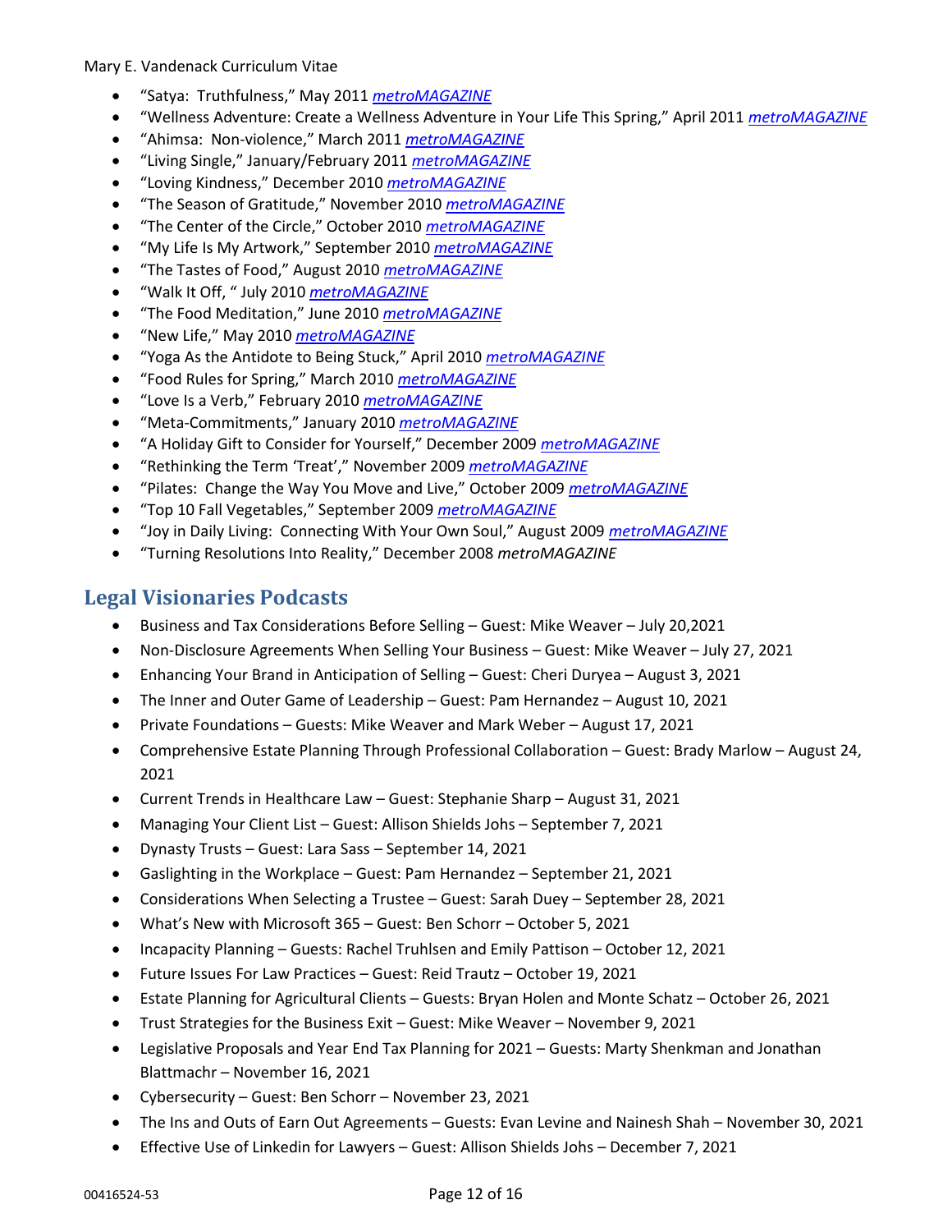- "Satya: Truthfulness," May 2011 *metroMAGAZINE*
- "Wellness Adventure: Create a Wellness Adventure in Your Life This Spring," April 2011 *metroMAGAZINE*
- "Ahimsa: Non-violence," March 2011 *metroMAGAZINE*
- "Living Single," January/February 2011 *metroMAGAZINE*
- "Loving Kindness," December 2010 *metroMAGAZINE*
- "The Season of Gratitude," November 2010 *metroMAGAZINE*
- "The Center of the Circle," October 2010 *metroMAGAZINE*
- "My Life Is My Artwork," September 2010 *metroMAGAZINE*
- "The Tastes of Food," August 2010 *metroMAGAZINE*
- "Walk It Off, " July 2010 *metroMAGAZINE*
- "The Food Meditation," June 2010 *metroMAGAZINE*
- "New Life," May 2010 *metroMAGAZINE*
- "Yoga As the Antidote to Being Stuck," April 2010 *metroMAGAZINE*
- "Food Rules for Spring," March 2010 *metroMAGAZINE*
- "Love Is a Verb," February 2010 *metroMAGAZINE*
- "Meta-Commitments," January 2010 *metroMAGAZINE*
- "A Holiday Gift to Consider for Yourself," December 2009 *metroMAGAZINE*
- "Rethinking the Term 'Treat'," November 2009 *metroMAGAZINE*
- "Pilates: Change the Way You Move and Live," October 2009 *metroMAGAZINE*
- "Top 10 Fall Vegetables," September 2009 *metroMAGAZINE*
- "Joy in Daily Living: Connecting With Your Own Soul," August 2009 *metroMAGAZINE*
- "Turning Resolutions Into Reality," December 2008 *metroMAGAZINE*

## Legal Visionaries Podcasts

- Business and Tax Considerations Before Selling – Guest: Mike Weaver – July 20,2021
- Non-Disclosure Agreements When Selling Your Business – Guest: Mike Weaver – July 27, 2021
- Enhancing Your Brand in Anticipation of Selling – Guest: Cheri Duryea – August 3, 2021
- The Inner and Outer Game of Leadership – Guest: Pam Hernandez – August 10, 2021
- Private Foundations – Guests: Mike Weaver and Mark Weber – August 17, 2021
- Comprehensive Estate Planning Through Professional Collaboration – Guest: Brady Marlow – August 24, 2021
- Current Trends in Healthcare Law – Guest: Stephanie Sharp – August 31, 2021
- Managing Your Client List – Guest: Allison Shields Johs – September 7, 2021
- Dynasty Trusts – Guest: Lara Sass – September 14, 2021
- Gaslighting in the Workplace – Guest: Pam Hernandez – September 21, 2021
- Considerations When Selecting a Trustee – Guest: Sarah Duey – September 28, 2021
- What's New with Microsoft 365 – Guest: Ben Schorr – October 5, 2021
- Incapacity Planning – Guests: Rachel Truhlsen and Emily Pattison – October 12, 2021
- Future Issues For Law Practices – Guest: Reid Trautz – October 19, 2021
- Estate Planning for Agricultural Clients – Guests: Bryan Holen and Monte Schatz – October 26, 2021
- Trust Strategies for the Business Exit – Guest: Mike Weaver – November 9, 2021
- Legislative Proposals and Year End Tax Planning for 2021 – Guests: Marty Shenkman and Jonathan Blattmachr – November 16, 2021
- Cybersecurity – Guest: Ben Schorr – November 23, 2021
- The Ins and Outs of Earn Out Agreements – Guests: Evan Levine and Nainesh Shah – November 30, 2021
- Effective Use of Linkedin for Lawyers – Guest: Allison Shields Johs – December 7, 2021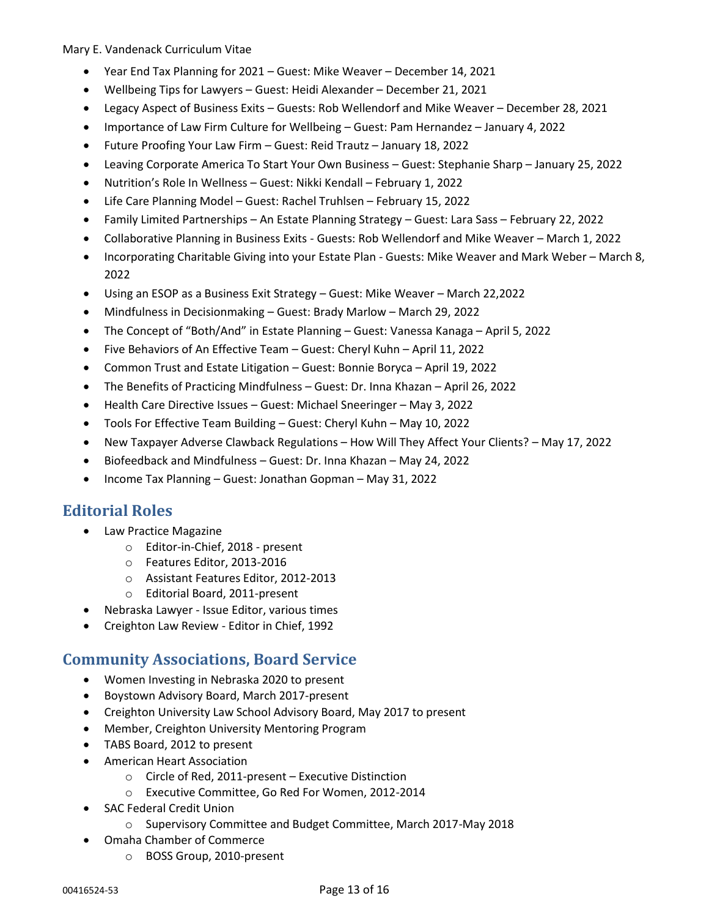- Year End Tax Planning for 2021 – Guest: Mike Weaver – December 14, 2021
- Wellbeing Tips for Lawyers – Guest: Heidi Alexander – December 21, 2021
- Legacy Aspect of Business Exits – Guests: Rob Wellendorf and Mike Weaver – December 28, 2021
- Importance of Law Firm Culture for Wellbeing – Guest: Pam Hernandez – January 4, 2022
- Future Proofing Your Law Firm – Guest: Reid Trautz – January 18, 2022
- Leaving Corporate America To Start Your Own Business – Guest: Stephanie Sharp – January 25, 2022
- Nutrition's Role In Wellness – Guest: Nikki Kendall – February 1, 2022
- Life Care Planning Model – Guest: Rachel Truhlsen – February 15, 2022
- Family Limited Partnerships – An Estate Planning Strategy – Guest: Lara Sass – February 22, 2022
- Collaborative Planning in Business Exits - Guests: Rob Wellendorf and Mike Weaver – March 1, 2022
- Incorporating Charitable Giving into your Estate Plan - Guests: Mike Weaver and Mark Weber – March 8, 2022
- Using an ESOP as a Business Exit Strategy – Guest: Mike Weaver – March 22,2022
- Mindfulness in Decisionmaking – Guest: Brady Marlow – March 29, 2022
- The Concept of "Both/And" in Estate Planning – Guest: Vanessa Kanaga – April 5, 2022
- Five Behaviors of An Effective Team – Guest: Cheryl Kuhn – April 11, 2022
- Common Trust and Estate Litigation – Guest: Bonnie Boryca – April 19, 2022
- The Benefits of Practicing Mindfulness – Guest: Dr. Inna Khazan – April 26, 2022
- Health Care Directive Issues – Guest: Michael Sneeringer – May 3, 2022
- Tools For Effective Team Building – Guest: Cheryl Kuhn – May 10, 2022
- New Taxpayer Adverse Clawback Regulations – How Will They Affect Your Clients? – May 17, 2022
- Biofeedback and Mindfulness – Guest: Dr. Inna Khazan – May 24, 2022
- Income Tax Planning – Guest: Jonathan Gopman – May 31, 2022

## Editorial Roles

- Law Practice Magazine
  - Editor-in-Chief, 2018 - present
  - Features Editor, 2013-2016
  - Assistant Features Editor, 2012-2013
  - Editorial Board, 2011-present
- Nebraska Lawyer - Issue Editor, various times
- Creighton Law Review - Editor in Chief, 1992

## Community Associations, Board Service

- Women Investing in Nebraska 2020 to present
- Boystown Advisory Board, March 2017-present
- Creighton University Law School Advisory Board, May 2017 to present
- Member, Creighton University Mentoring Program
- TABS Board, 2012 to present
- American Heart Association
  - Circle of Red, 2011-present – Executive Distinction
  - Executive Committee, Go Red For Women, 2012-2014
- SAC Federal Credit Union
  - Supervisory Committee and Budget Committee, March 2017-May 2018
- Omaha Chamber of Commerce
  - BOSS Group, 2010-present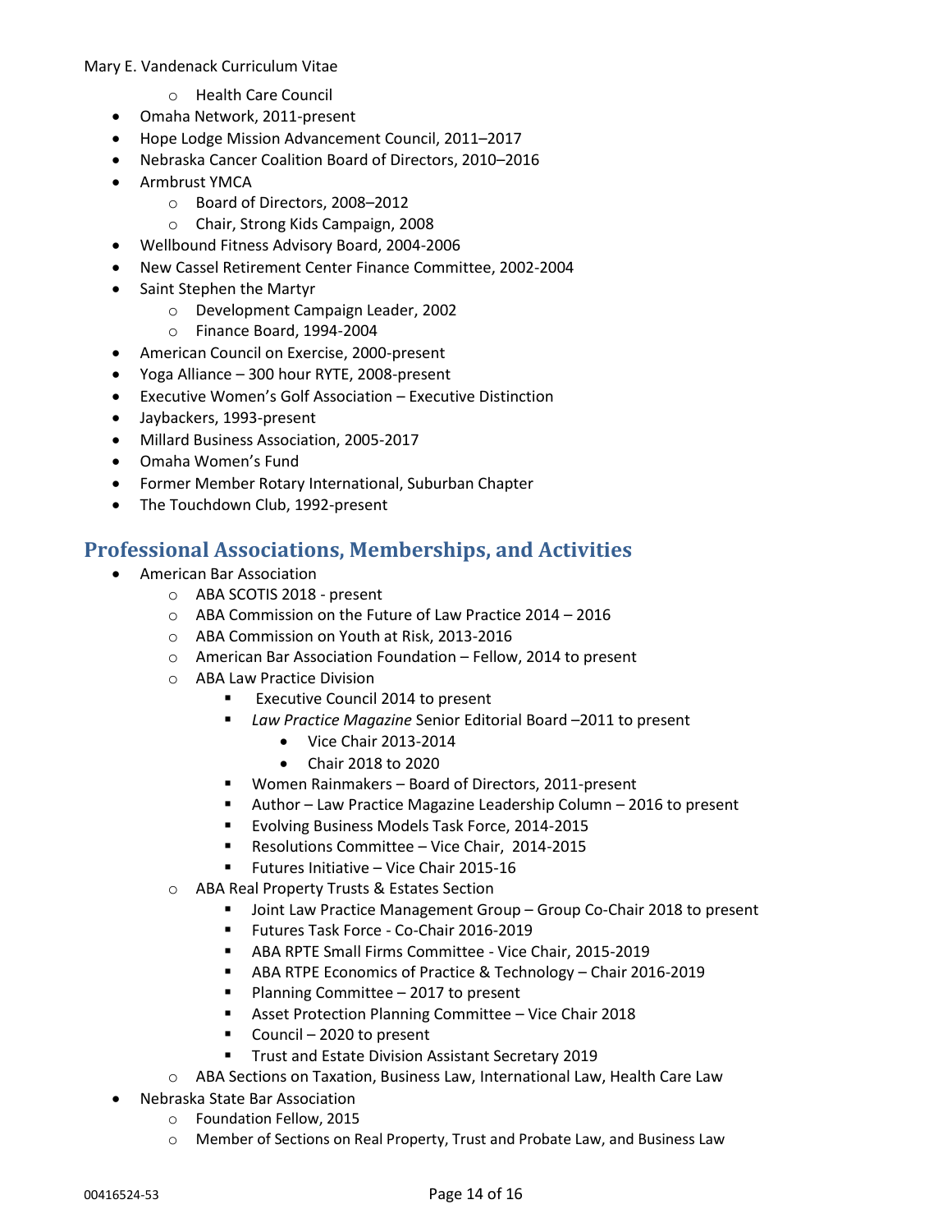- Health Care Council
- Omaha Network, 2011-present
- Hope Lodge Mission Advancement Council, 2011–2017
- Nebraska Cancer Coalition Board of Directors, 2010–2016
- Armbrust YMCA
  - Board of Directors, 2008–2012
  - Chair, Strong Kids Campaign, 2008
- Wellbound Fitness Advisory Board, 2004-2006
- New Cassel Retirement Center Finance Committee, 2002-2004
- Saint Stephen the Martyr
  - Development Campaign Leader, 2002
  - Finance Board, 1994-2004
- American Council on Exercise, 2000-present
- Yoga Alliance – 300 hour RYTE, 2008-present
- Executive Women's Golf Association – Executive Distinction
- Jaybackers, 1993-present
- Millard Business Association, 2005-2017
- Omaha Women's Fund
- Former Member Rotary International, Suburban Chapter
- The Touchdown Club, 1992-present

## Professional Associations, Memberships, and Activities

- American Bar Association
  - ABA SCOTIS 2018 - present
  - ABA Commission on the Future of Law Practice 2014 – 2016
  - ABA Commission on Youth at Risk, 2013-2016
  - American Bar Association Foundation – Fellow, 2014 to present
  - ABA Law Practice Division
    - Executive Council 2014 to present
    - *Law Practice Magazine* Senior Editorial Board –2011 to present
      - Vice Chair 2013-2014
      - Chair 2018 to 2020
    - Women Rainmakers – Board of Directors, 2011-present
    - Author – Law Practice Magazine Leadership Column – 2016 to present
    - Evolving Business Models Task Force, 2014-2015
    - Resolutions Committee – Vice Chair, 2014-2015
    - Futures Initiative – Vice Chair 2015-16
  - ABA Real Property Trusts & Estates Section
    - Joint Law Practice Management Group – Group Co-Chair 2018 to present
    - Futures Task Force - Co-Chair 2016-2019
    - ABA RPTE Small Firms Committee - Vice Chair, 2015-2019
    - ABA RTPE Economics of Practice & Technology – Chair 2016-2019
    - Planning Committee – 2017 to present
    - Asset Protection Planning Committee – Vice Chair 2018
    - Council – 2020 to present
    - Trust and Estate Division Assistant Secretary 2019
  - ABA Sections on Taxation, Business Law, International Law, Health Care Law
- Nebraska State Bar Association
  - Foundation Fellow, 2015
  - Member of Sections on Real Property, Trust and Probate Law, and Business Law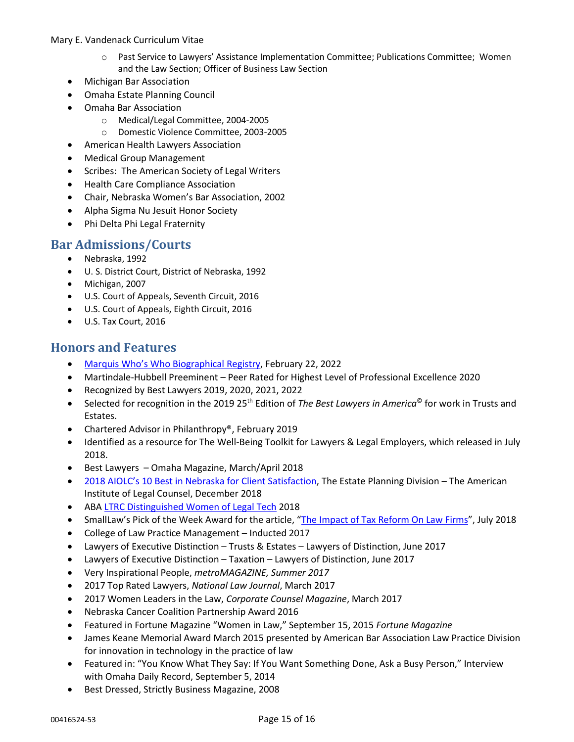- Past Service to Lawyers' Assistance Implementation Committee; Publications Committee; Women and the Law Section; Officer of Business Law Section
- Michigan Bar Association
- Omaha Estate Planning Council
- Omaha Bar Association
  - Medical/Legal Committee, 2004-2005
  - Domestic Violence Committee, 2003-2005
- American Health Lawyers Association
- Medical Group Management
- Scribes: The American Society of Legal Writers
- Health Care Compliance Association
- Chair, Nebraska Women's Bar Association, 2002
- Alpha Sigma Nu Jesuit Honor Society
- Phi Delta Phi Legal Fraternity

## Bar Admissions/Courts

- Nebraska, 1992
- U. S. District Court, District of Nebraska, 1992
- Michigan, 2007
- U.S. Court of Appeals, Seventh Circuit, 2016
- U.S. Court of Appeals, Eighth Circuit, 2016
- U.S. Tax Court, 2016

## Honors and Features

- Marquis Who's Who Biographical Registry, February 22, 2022
- Martindale-Hubbell Preeminent – Peer Rated for Highest Level of Professional Excellence 2020
- Recognized by Best Lawyers 2019, 2020, 2021, 2022
- Selected for recognition in the 2019 25th Edition of *The Best Lawyers in America*© for work in Trusts and Estates.
- Chartered Advisor in Philanthropy®, February 2019
- Identified as a resource for The Well-Being Toolkit for Lawyers & Legal Employers, which released in July 2018.
- Best Lawyers – Omaha Magazine, March/April 2018
- 2018 AIOLC's 10 Best in Nebraska for Client Satisfaction, The Estate Planning Division – The American Institute of Legal Counsel, December 2018
- ABA LTRC Distinguished Women of Legal Tech 2018
- SmallLaw's Pick of the Week Award for the article, "The Impact of Tax Reform On Law Firms", July 2018
- College of Law Practice Management – Inducted 2017
- Lawyers of Executive Distinction – Trusts & Estates – Lawyers of Distinction, June 2017
- Lawyers of Executive Distinction – Taxation – Lawyers of Distinction, June 2017
- Very Inspirational People, *metroMAGAZINE, Summer 2017*
- 2017 Top Rated Lawyers, *National Law Journal*, March 2017
- 2017 Women Leaders in the Law, *Corporate Counsel Magazine*, March 2017
- Nebraska Cancer Coalition Partnership Award 2016
- Featured in Fortune Magazine "Women in Law," September 15, 2015 *Fortune Magazine*
- James Keane Memorial Award March 2015 presented by American Bar Association Law Practice Division for innovation in technology in the practice of law
- Featured in: "You Know What They Say: If You Want Something Done, Ask a Busy Person," Interview with Omaha Daily Record, September 5, 2014
- Best Dressed, Strictly Business Magazine, 2008